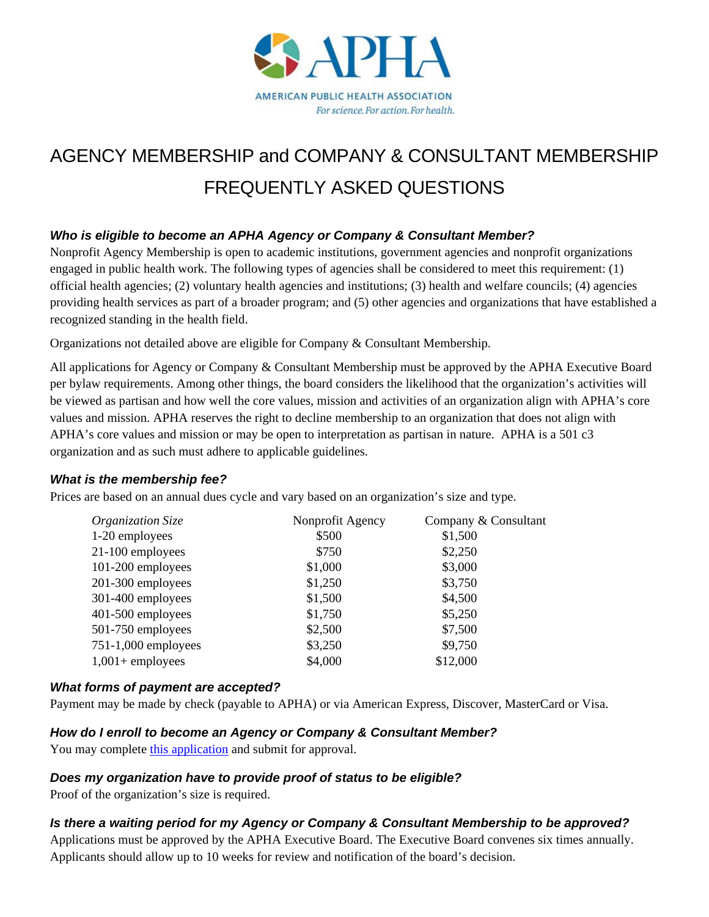APHA

AMERICAN PUBLIC HEALTH ASSOCIATION

*For science. For action. For health.*

# AGENCY MEMBERSHIP and COMPANY & CONSULTANT MEMBERSHIP FREQUENTLY ASKED QUESTIONS

### *Who is eligible to become an APHA Agency or Company & Consultant Member?*

Nonprofit Agency Membership is open to academic institutions, government agencies and nonprofit organizations engaged in public health work. The following types of agencies shall be considered to meet this requirement: (1) official health agencies; (2) voluntary health agencies and institutions; (3) health and welfare councils; (4) agencies providing health services as part of a broader program; and (5) other agencies and organizations that have established a recognized standing in the health field.

Organizations not detailed above are eligible for Company & Consultant Membership.

All applications for Agency or Company & Consultant Membership must be approved by the APHA Executive Board per bylaw requirements. Among other things, the board considers the likelihood that the organization's activities will be viewed as partisan and how well the core values, mission and activities of an organization align with APHA's core values and mission. APHA reserves the right to decline membership to an organization that does not align with APHA's core values and mission or may be open to interpretation as partisan in nature. APHA is a 501 c3 organization and as such must adhere to applicable guidelines.

### *What is the membership fee?*

Prices are based on an annual dues cycle and vary based on an organization's size and type.

| *Organization Size* | Nonprofit Agency | Company & Consultant |
|---|---|---|
| 1-20 employees | $500 | $1,500 |
| 21-100 employees | $750 | $2,250 |
| 101-200 employees | $1,000 | $3,000 |
| 201-300 employees | $1,250 | $3,750 |
| 301-400 employees | $1,500 | $4,500 |
| 401-500 employees | $1,750 | $5,250 |
| 501-750 employees | $2,500 | $7,500 |
| 751-1,000 employees | $3,250 | $9,750 |
| 1,001+ employees | $4,000 | $12,000 |

### *What forms of payment are accepted?*

Payment may be made by check (payable to APHA) or via American Express, Discover, MasterCard or Visa.

### *How do I enroll to become an Agency or Company & Consultant Member?*

You may complete this application and submit for approval.

### *Does my organization have to provide proof of status to be eligible?*

Proof of the organization's size is required.

### *Is there a waiting period for my Agency or Company & Consultant Membership to be approved?*

Applications must be approved by the APHA Executive Board. The Executive Board convenes six times annually. Applicants should allow up to 10 weeks for review and notification of the board's decision.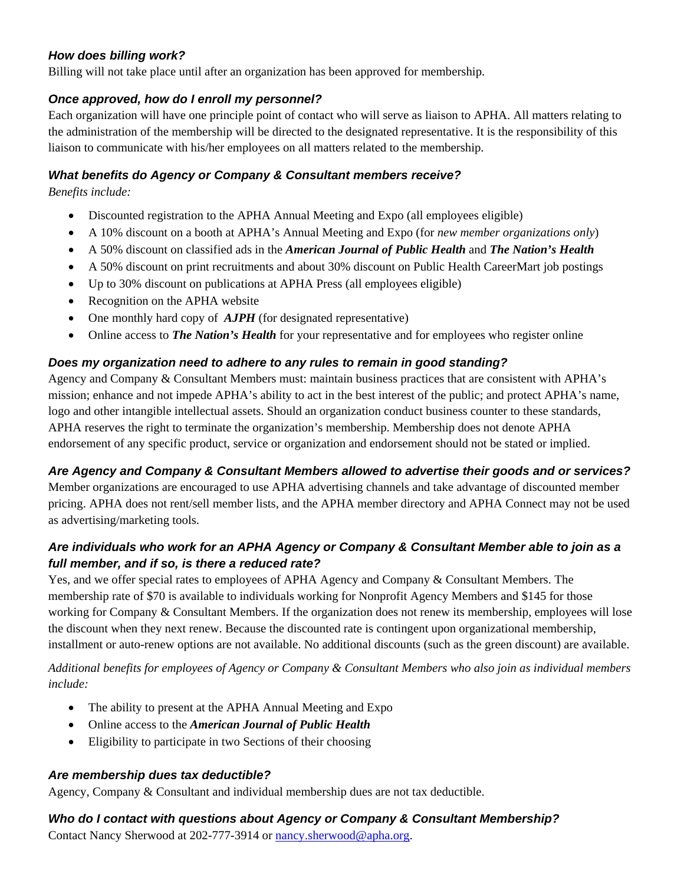### *How does billing work?*

Billing will not take place until after an organization has been approved for membership.

### *Once approved, how do I enroll my personnel?*

Each organization will have one principle point of contact who will serve as liaison to APHA. All matters relating to the administration of the membership will be directed to the designated representative. It is the responsibility of this liaison to communicate with his/her employees on all matters related to the membership.

### *What benefits do Agency or Company & Consultant members receive?*

*Benefits include:*

- Discounted registration to the APHA Annual Meeting and Expo (all employees eligible)
- A 10% discount on a booth at APHA's Annual Meeting and Expo (for *new member organizations only*)
- A 50% discount on classified ads in the ***American Journal of Public Health*** and ***The Nation's Health***
- A 50% discount on print recruitments and about 30% discount on Public Health CareerMart job postings
- Up to 30% discount on publications at APHA Press (all employees eligible)
- Recognition on the APHA website
- One monthly hard copy of ***AJPH*** (for designated representative)
- Online access to ***The Nation's Health*** for your representative and for employees who register online

### *Does my organization need to adhere to any rules to remain in good standing?*

Agency and Company & Consultant Members must: maintain business practices that are consistent with APHA's mission; enhance and not impede APHA's ability to act in the best interest of the public; and protect APHA's name, logo and other intangible intellectual assets. Should an organization conduct business counter to these standards, APHA reserves the right to terminate the organization's membership. Membership does not denote APHA endorsement of any specific product, service or organization and endorsement should not be stated or implied.

### *Are Agency and Company & Consultant Members allowed to advertise their goods and or services?*

Member organizations are encouraged to use APHA advertising channels and take advantage of discounted member pricing. APHA does not rent/sell member lists, and the APHA member directory and APHA Connect may not be used as advertising/marketing tools.

### *Are individuals who work for an APHA Agency or Company & Consultant Member able to join as a full member, and if so, is there a reduced rate?*

Yes, and we offer special rates to employees of APHA Agency and Company & Consultant Members. The membership rate of $70 is available to individuals working for Nonprofit Agency Members and $145 for those working for Company & Consultant Members. If the organization does not renew its membership, employees will lose the discount when they next renew. Because the discounted rate is contingent upon organizational membership, installment or auto-renew options are not available. No additional discounts (such as the green discount) are available.

*Additional benefits for employees of Agency or Company & Consultant Members who also join as individual members include:*

- The ability to present at the APHA Annual Meeting and Expo
- Online access to the ***American Journal of Public Health***
- Eligibility to participate in two Sections of their choosing

### *Are membership dues tax deductible?*

Agency, Company & Consultant and individual membership dues are not tax deductible.

### *Who do I contact with questions about Agency or Company & Consultant Membership?*

Contact Nancy Sherwood at 202-777-3914 or [nancy.sherwood@apha.org](mailto:nancy.sherwood@apha.org).